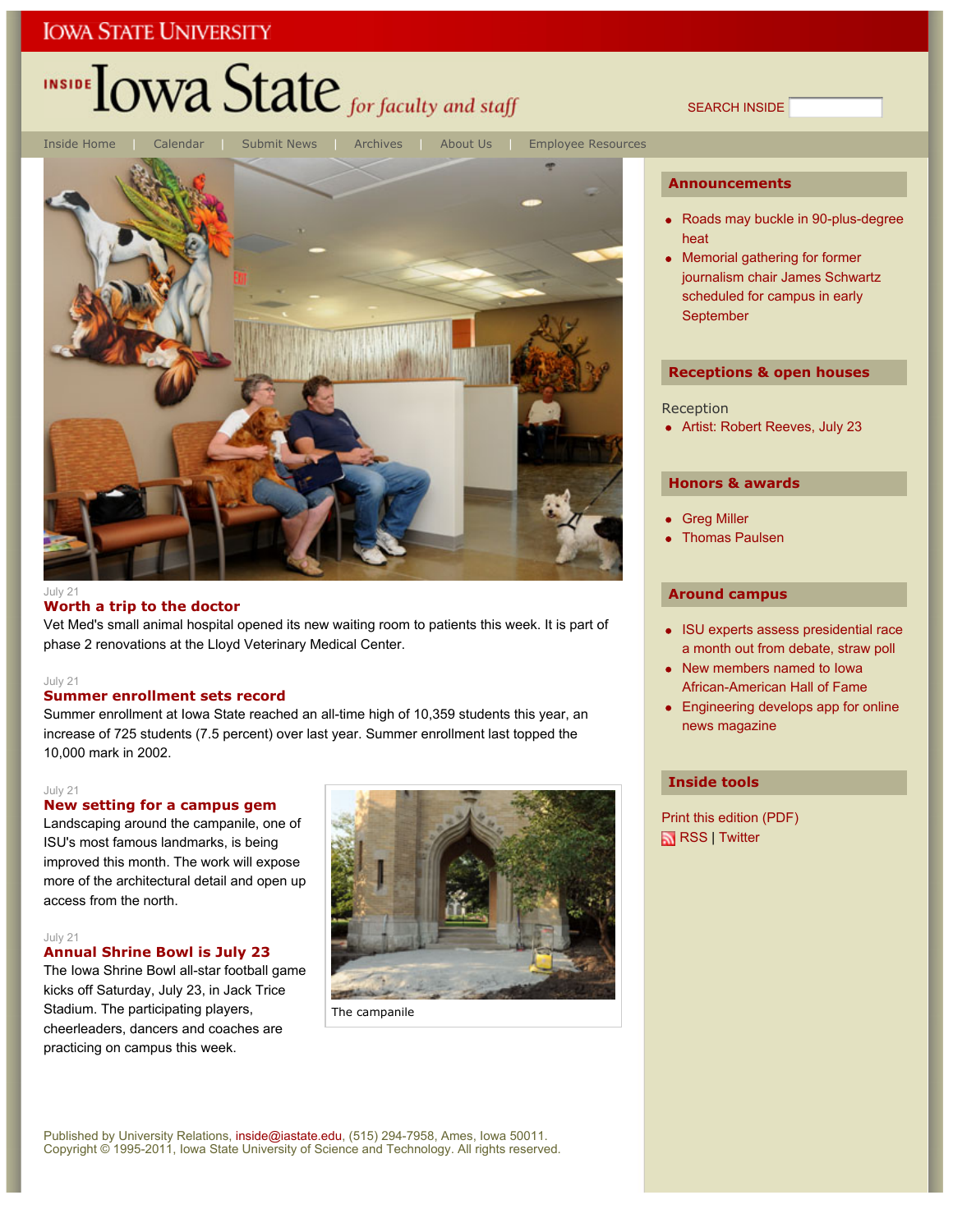IOWA STATE UNIVERSITY

# INSIDE Iowa State *for faculty and staff*

SEARCH INSIDE

Inside Home | Calendar | Submit News | Archives | About Us | Employee Resources

July 21

### Worth a trip to the doctor

Vet Med's small animal hospital opened its new waiting room to patients this week. It is part of phase 2 renovations at the Lloyd Veterinary Medical Center.

July 21

### Summer enrollment sets record

Summer enrollment at Iowa State reached an all-time high of 10,359 students this year, an increase of 725 students (7.5 percent) over last year. Summer enrollment last topped the 10,000 mark in 2002.

July 21

### New setting for a campus gem

Landscaping around the campanile, one of ISU's most famous landmarks, is being improved this month. The work will expose more of the architectural detail and open up access from the north.

The campanile

July 21

### Annual Shrine Bowl is July 23

The Iowa Shrine Bowl all-star football game kicks off Saturday, July 23, in Jack Trice Stadium. The participating players, cheerleaders, dancers and coaches are practicing on campus this week.

## Announcements

- Roads may buckle in 90-plus-degree heat
- Memorial gathering for former journalism chair James Schwartz scheduled for campus in early September

## Receptions & open houses

Reception

- Artist: Robert Reeves, July 23

## Honors & awards

- Greg Miller
- Thomas Paulsen

## Around campus

- ISU experts assess presidential race a month out from debate, straw poll
- New members named to Iowa African-American Hall of Fame
- Engineering develops app for online news magazine

## Inside tools

Print this edition (PDF)

RSS | Twitter

Published by University Relations, inside@iastate.edu, (515) 294-7958, Ames, Iowa 50011.
Copyright © 1995-2011, Iowa State University of Science and Technology. All rights reserved.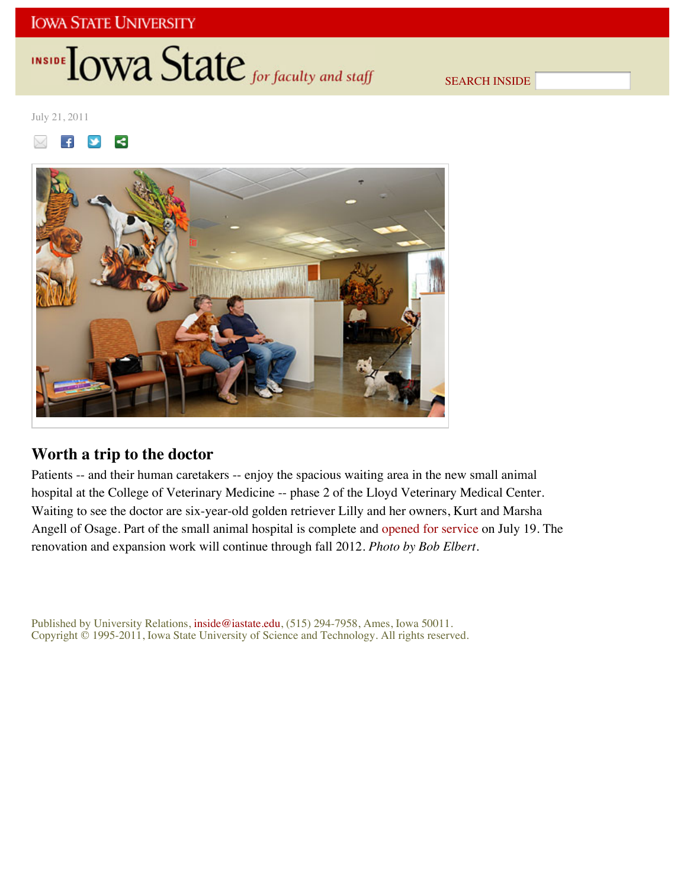July 21, 2011

## Worth a trip to the doctor

Patients -- and their human caretakers -- enjoy the spacious waiting area in the new small animal hospital at the College of Veterinary Medicine -- phase 2 of the Lloyd Veterinary Medical Center. Waiting to see the doctor are six-year-old golden retriever Lilly and her owners, Kurt and Marsha Angell of Osage. Part of the small animal hospital is complete and opened for service on July 19. The renovation and expansion work will continue through fall 2012. *Photo by Bob Elbert.*

Published by University Relations, inside@iastate.edu, (515) 294-7958, Ames, Iowa 50011.
Copyright © 1995-2011, Iowa State University of Science and Technology. All rights reserved.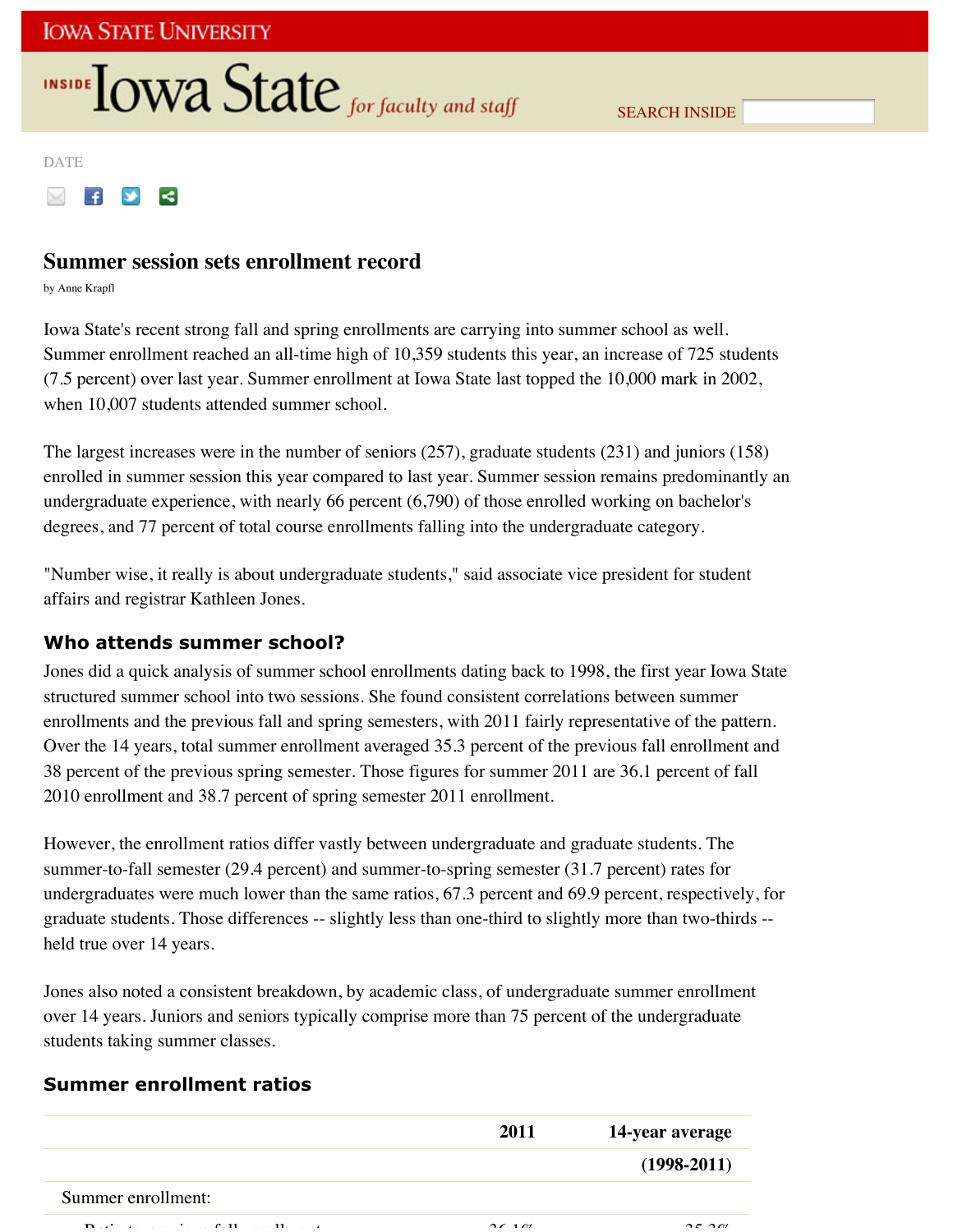DATE

# Summer session sets enrollment record

by Anne Krapfl

Iowa State's recent strong fall and spring enrollments are carrying into summer school as well. Summer enrollment reached an all-time high of 10,359 students this year, an increase of 725 students (7.5 percent) over last year. Summer enrollment at Iowa State last topped the 10,000 mark in 2002, when 10,007 students attended summer school.

The largest increases were in the number of seniors (257), graduate students (231) and juniors (158) enrolled in summer session this year compared to last year. Summer session remains predominantly an undergraduate experience, with nearly 66 percent (6,790) of those enrolled working on bachelor's degrees, and 77 percent of total course enrollments falling into the undergraduate category.

"Number wise, it really is about undergraduate students," said associate vice president for student affairs and registrar Kathleen Jones.

## Who attends summer school?

Jones did a quick analysis of summer school enrollments dating back to 1998, the first year Iowa State structured summer school into two sessions. She found consistent correlations between summer enrollments and the previous fall and spring semesters, with 2011 fairly representative of the pattern. Over the 14 years, total summer enrollment averaged 35.3 percent of the previous fall enrollment and 38 percent of the previous spring semester. Those figures for summer 2011 are 36.1 percent of fall 2010 enrollment and 38.7 percent of spring semester 2011 enrollment.

However, the enrollment ratios differ vastly between undergraduate and graduate students. The summer-to-fall semester (29.4 percent) and summer-to-spring semester (31.7 percent) rates for undergraduates were much lower than the same ratios, 67.3 percent and 69.9 percent, respectively, for graduate students. Those differences -- slightly less than one-third to slightly more than two-thirds -- held true over 14 years.

Jones also noted a consistent breakdown, by academic class, of undergraduate summer enrollment over 14 years. Juniors and seniors typically comprise more than 75 percent of the undergraduate students taking summer classes.

## Summer enrollment ratios

| | 2011 | 14-year average (1998-2011) |
|---|---|---|
| Summer enrollment: | | |
| Ratio to previous fall enrollment | 36.1% | 35.3% |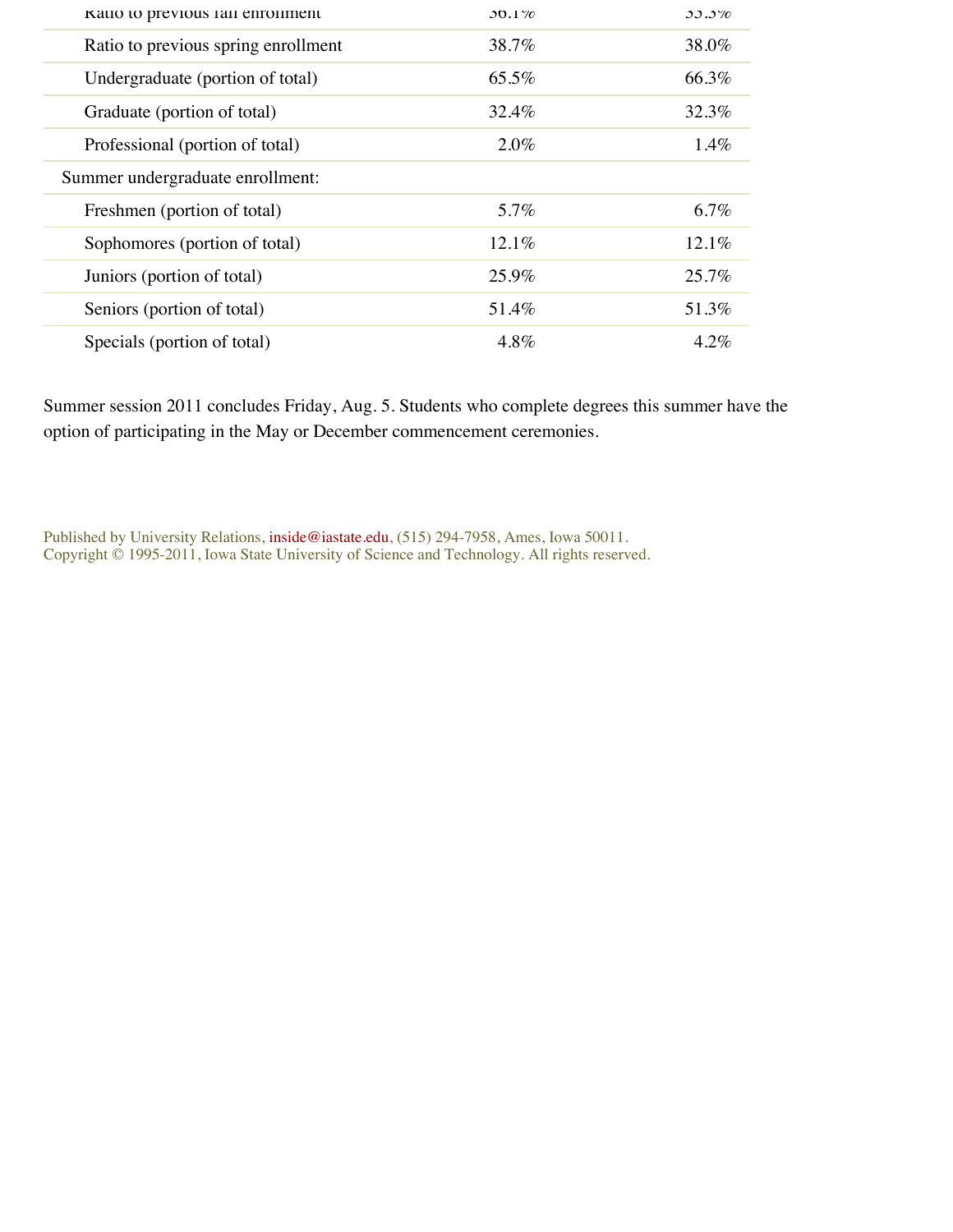| | | |
|---|---|---|
| Ratio to previous fall enrollment | 36.1% | 35.3% |
| Ratio to previous spring enrollment | 38.7% | 38.0% |
| Undergraduate (portion of total) | 65.5% | 66.3% |
| Graduate (portion of total) | 32.4% | 32.3% |
| Professional (portion of total) | 2.0% | 1.4% |
| Summer undergraduate enrollment: | | |
| Freshmen (portion of total) | 5.7% | 6.7% |
| Sophomores (portion of total) | 12.1% | 12.1% |
| Juniors (portion of total) | 25.9% | 25.7% |
| Seniors (portion of total) | 51.4% | 51.3% |
| Specials (portion of total) | 4.8% | 4.2% |

Summer session 2011 concludes Friday, Aug. 5. Students who complete degrees this summer have the option of participating in the May or December commencement ceremonies.

Published by University Relations, inside@iastate.edu, (515) 294-7958, Ames, Iowa 50011.
Copyright © 1995-2011, Iowa State University of Science and Technology. All rights reserved.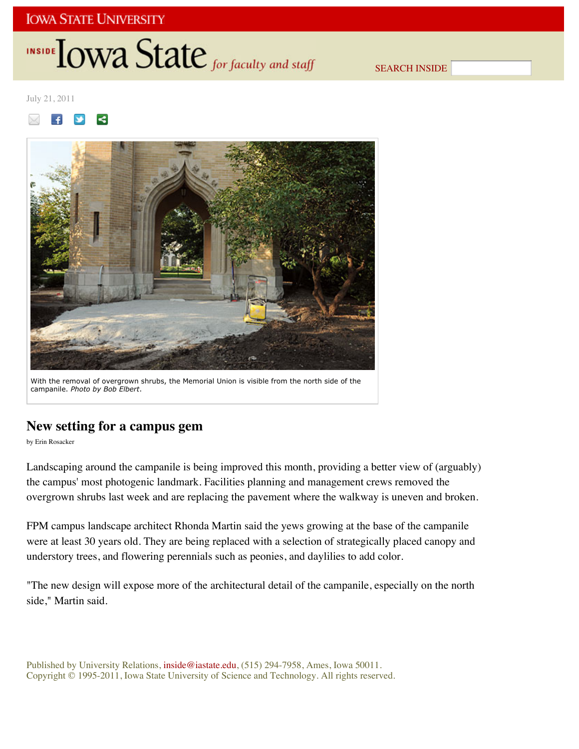IOWA STATE UNIVERSITY

INSIDE Iowa State *for faculty and staff*

SEARCH INSIDE

July 21, 2011

With the removal of overgrown shrubs, the Memorial Union is visible from the north side of the campanile. *Photo by Bob Elbert*.

## New setting for a campus gem

by Erin Rosacker

Landscaping around the campanile is being improved this month, providing a better view of (arguably) the campus' most photogenic landmark. Facilities planning and management crews removed the overgrown shrubs last week and are replacing the pavement where the walkway is uneven and broken.

FPM campus landscape architect Rhonda Martin said the yews growing at the base of the campanile were at least 30 years old. They are being replaced with a selection of strategically placed canopy and understory trees, and flowering perennials such as peonies, and daylilies to add color.

"The new design will expose more of the architectural detail of the campanile, especially on the north side," Martin said.

Published by University Relations, inside@iastate.edu, (515) 294-7958, Ames, Iowa 50011.
Copyright © 1995-2011, Iowa State University of Science and Technology. All rights reserved.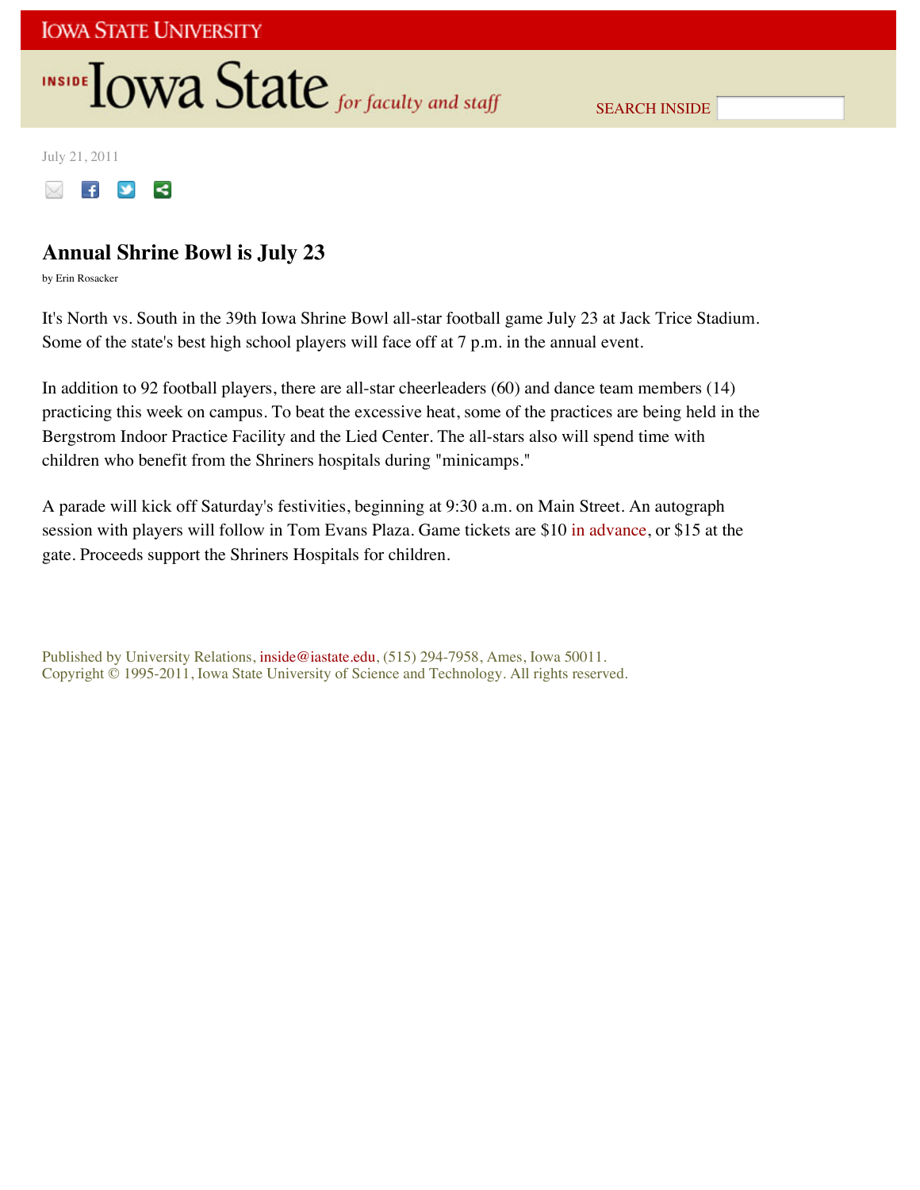July 21, 2011

## Annual Shrine Bowl is July 23

by Erin Rosacker

It's North vs. South in the 39th Iowa Shrine Bowl all-star football game July 23 at Jack Trice Stadium. Some of the state's best high school players will face off at 7 p.m. in the annual event.

In addition to 92 football players, there are all-star cheerleaders (60) and dance team members (14) practicing this week on campus. To beat the excessive heat, some of the practices are being held in the Bergstrom Indoor Practice Facility and the Lied Center. The all-stars also will spend time with children who benefit from the Shriners hospitals during "minicamps."

A parade will kick off Saturday's festivities, beginning at 9:30 a.m. on Main Street. An autograph session with players will follow in Tom Evans Plaza. Game tickets are $10 in advance, or $15 at the gate. Proceeds support the Shriners Hospitals for children.